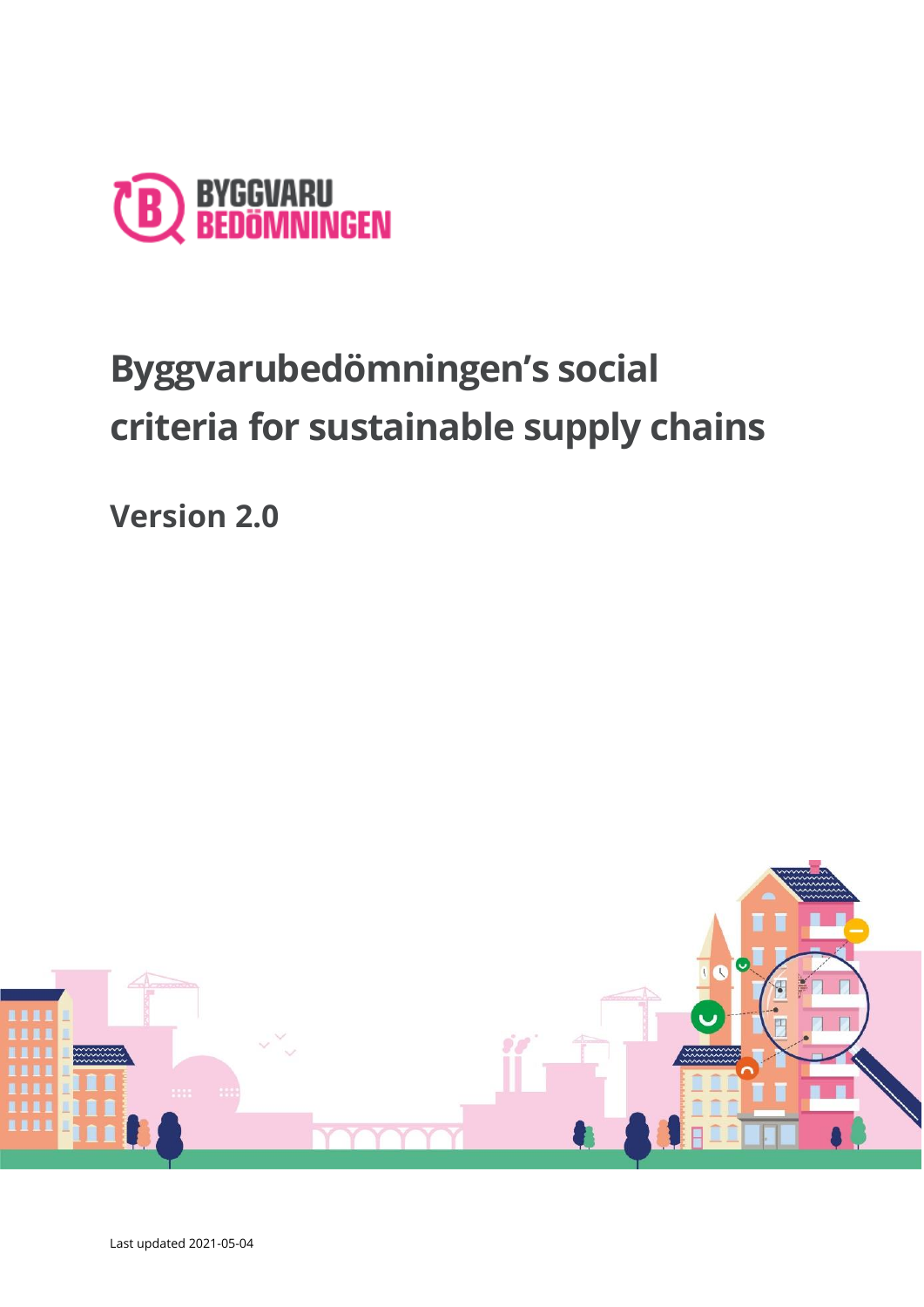# Byggvarubedömningen's social criteria for sustainable supply chains

## Version 2.0

Last updated 2021-05-04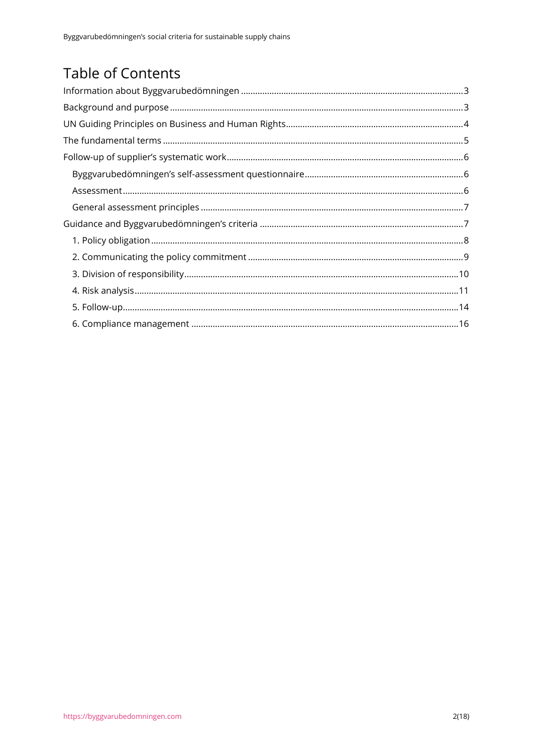# Table of Contents

Information about Byggvarubedömningen ............................................................................................3

Background and purpose ...........................................................................................................................3

UN Guiding Principles on Business and Human Rights..........................................................................4

The fundamental terms ..............................................................................................................................5

Follow-up of supplier's systematic work...................................................................................................6

- Byggvarubedömningen's self-assessment questionnaire..................................................................6
- Assessment..............................................................................................................................................6
- General assessment principles .............................................................................................................7

Guidance and Byggvarubedömningen's criteria .....................................................................................7

- 1. Policy obligation ...................................................................................................................................8
- 2. Communicating the policy commitment ..........................................................................................9
- 3. Division of responsibility...................................................................................................................10
- 4. Risk analysis........................................................................................................................................11
- 5. Follow-up.............................................................................................................................................14
- 6. Compliance management ................................................................................................................16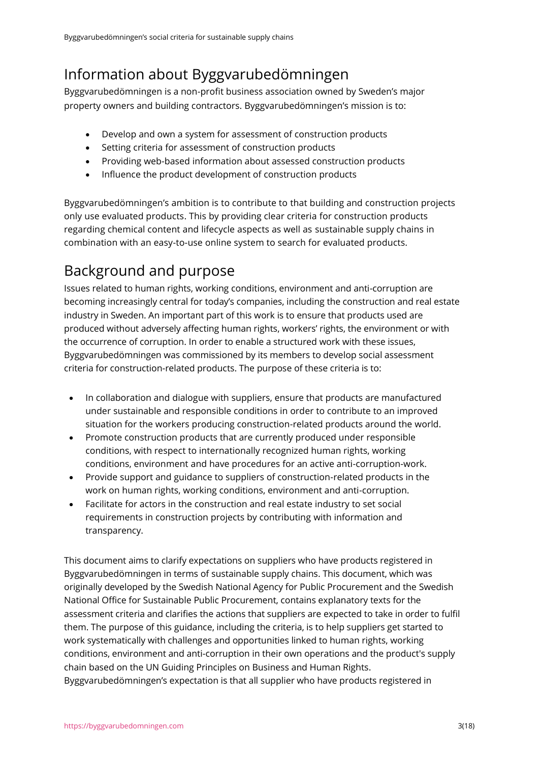## Information about Byggvarubedömningen

Byggvarubedömningen is a non-profit business association owned by Sweden's major property owners and building contractors. Byggvarubedömningen's mission is to:

- Develop and own a system for assessment of construction products
- Setting criteria for assessment of construction products
- Providing web-based information about assessed construction products
- Influence the product development of construction products

Byggvarubedömningen's ambition is to contribute to that building and construction projects only use evaluated products. This by providing clear criteria for construction products regarding chemical content and lifecycle aspects as well as sustainable supply chains in combination with an easy-to-use online system to search for evaluated products.

## Background and purpose

Issues related to human rights, working conditions, environment and anti-corruption are becoming increasingly central for today's companies, including the construction and real estate industry in Sweden. An important part of this work is to ensure that products used are produced without adversely affecting human rights, workers' rights, the environment or with the occurrence of corruption. In order to enable a structured work with these issues, Byggvarubedömningen was commissioned by its members to develop social assessment criteria for construction-related products. The purpose of these criteria is to:

- In collaboration and dialogue with suppliers, ensure that products are manufactured under sustainable and responsible conditions in order to contribute to an improved situation for the workers producing construction-related products around the world.
- Promote construction products that are currently produced under responsible conditions, with respect to internationally recognized human rights, working conditions, environment and have procedures for an active anti-corruption-work.
- Provide support and guidance to suppliers of construction-related products in the work on human rights, working conditions, environment and anti-corruption.
- Facilitate for actors in the construction and real estate industry to set social requirements in construction projects by contributing with information and transparency.

This document aims to clarify expectations on suppliers who have products registered in Byggvarubedömningen in terms of sustainable supply chains. This document, which was originally developed by the Swedish National Agency for Public Procurement and the Swedish National Office for Sustainable Public Procurement, contains explanatory texts for the assessment criteria and clarifies the actions that suppliers are expected to take in order to fulfil them. The purpose of this guidance, including the criteria, is to help suppliers get started to work systematically with challenges and opportunities linked to human rights, working conditions, environment and anti-corruption in their own operations and the product's supply chain based on the UN Guiding Principles on Business and Human Rights. Byggvarubedömningen's expectation is that all supplier who have products registered in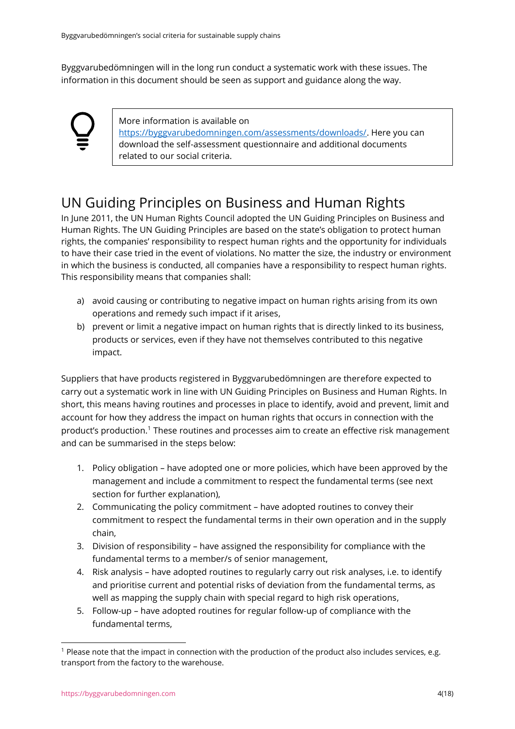Byggvarubedömningen will in the long run conduct a systematic work with these issues. The information in this document should be seen as support and guidance along the way.

> More information is available on https://byggvarubedomningen.com/assessments/downloads/. Here you can download the self-assessment questionnaire and additional documents related to our social criteria.

# UN Guiding Principles on Business and Human Rights

In June 2011, the UN Human Rights Council adopted the UN Guiding Principles on Business and Human Rights. The UN Guiding Principles are based on the state's obligation to protect human rights, the companies' responsibility to respect human rights and the opportunity for individuals to have their case tried in the event of violations. No matter the size, the industry or environment in which the business is conducted, all companies have a responsibility to respect human rights. This responsibility means that companies shall:

a) avoid causing or contributing to negative impact on human rights arising from its own operations and remedy such impact if it arises,

b) prevent or limit a negative impact on human rights that is directly linked to its business, products or services, even if they have not themselves contributed to this negative impact.

Suppliers that have products registered in Byggvarubedömningen are therefore expected to carry out a systematic work in line with UN Guiding Principles on Business and Human Rights. In short, this means having routines and processes in place to identify, avoid and prevent, limit and account for how they address the impact on human rights that occurs in connection with the product's production.[1] These routines and processes aim to create an effective risk management and can be summarised in the steps below:

1. Policy obligation – have adopted one or more policies, which have been approved by the management and include a commitment to respect the fundamental terms (see next section for further explanation),
2. Communicating the policy commitment – have adopted routines to convey their commitment to respect the fundamental terms in their own operation and in the supply chain,
3. Division of responsibility – have assigned the responsibility for compliance with the fundamental terms to a member/s of senior management,
4. Risk analysis – have adopted routines to regularly carry out risk analyses, i.e. to identify and prioritise current and potential risks of deviation from the fundamental terms, as well as mapping the supply chain with special regard to high risk operations,
5. Follow-up – have adopted routines for regular follow-up of compliance with the fundamental terms,

[1] Please note that the impact in connection with the production of the product also includes services, e.g. transport from the factory to the warehouse.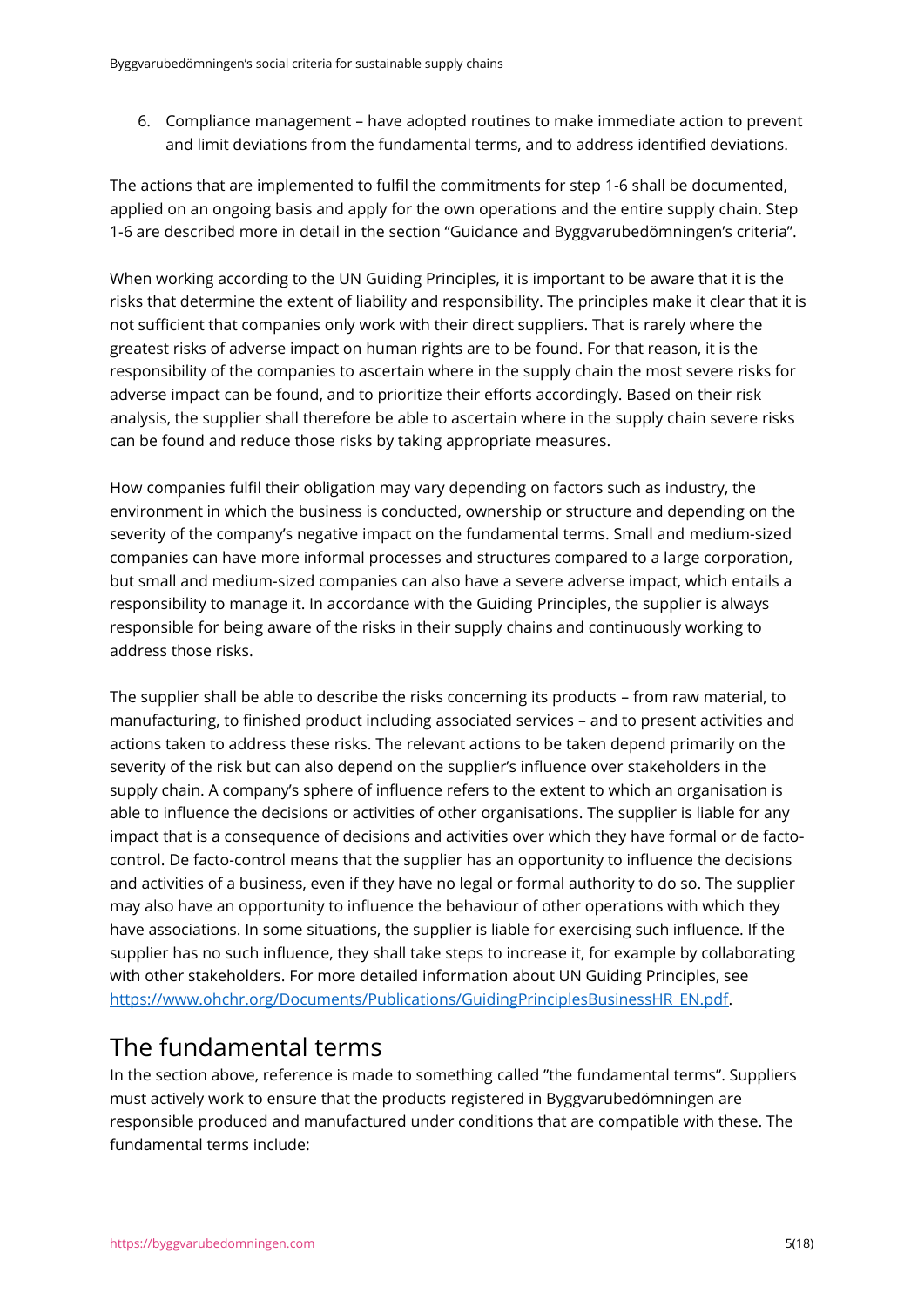6. Compliance management – have adopted routines to make immediate action to prevent and limit deviations from the fundamental terms, and to address identified deviations.

The actions that are implemented to fulfil the commitments for step 1-6 shall be documented, applied on an ongoing basis and apply for the own operations and the entire supply chain. Step 1-6 are described more in detail in the section "Guidance and Byggvarubedömningen's criteria".

When working according to the UN Guiding Principles, it is important to be aware that it is the risks that determine the extent of liability and responsibility. The principles make it clear that it is not sufficient that companies only work with their direct suppliers. That is rarely where the greatest risks of adverse impact on human rights are to be found. For that reason, it is the responsibility of the companies to ascertain where in the supply chain the most severe risks for adverse impact can be found, and to prioritize their efforts accordingly. Based on their risk analysis, the supplier shall therefore be able to ascertain where in the supply chain severe risks can be found and reduce those risks by taking appropriate measures.

How companies fulfil their obligation may vary depending on factors such as industry, the environment in which the business is conducted, ownership or structure and depending on the severity of the company's negative impact on the fundamental terms. Small and medium-sized companies can have more informal processes and structures compared to a large corporation, but small and medium-sized companies can also have a severe adverse impact, which entails a responsibility to manage it. In accordance with the Guiding Principles, the supplier is always responsible for being aware of the risks in their supply chains and continuously working to address those risks.

The supplier shall be able to describe the risks concerning its products – from raw material, to manufacturing, to finished product including associated services – and to present activities and actions taken to address these risks. The relevant actions to be taken depend primarily on the severity of the risk but can also depend on the supplier's influence over stakeholders in the supply chain. A company's sphere of influence refers to the extent to which an organisation is able to influence the decisions or activities of other organisations. The supplier is liable for any impact that is a consequence of decisions and activities over which they have formal or de facto-control. De facto-control means that the supplier has an opportunity to influence the decisions and activities of a business, even if they have no legal or formal authority to do so. The supplier may also have an opportunity to influence the behaviour of other operations with which they have associations. In some situations, the supplier is liable for exercising such influence. If the supplier has no such influence, they shall take steps to increase it, for example by collaborating with other stakeholders. For more detailed information about UN Guiding Principles, see [https://www.ohchr.org/Documents/Publications/GuidingPrinciplesBusinessHR_EN.pdf](https://www.ohchr.org/Documents/Publications/GuidingPrinciplesBusinessHR_EN.pdf).

## The fundamental terms

In the section above, reference is made to something called "the fundamental terms". Suppliers must actively work to ensure that the products registered in Byggvarubedömningen are responsible produced and manufactured under conditions that are compatible with these. The fundamental terms include: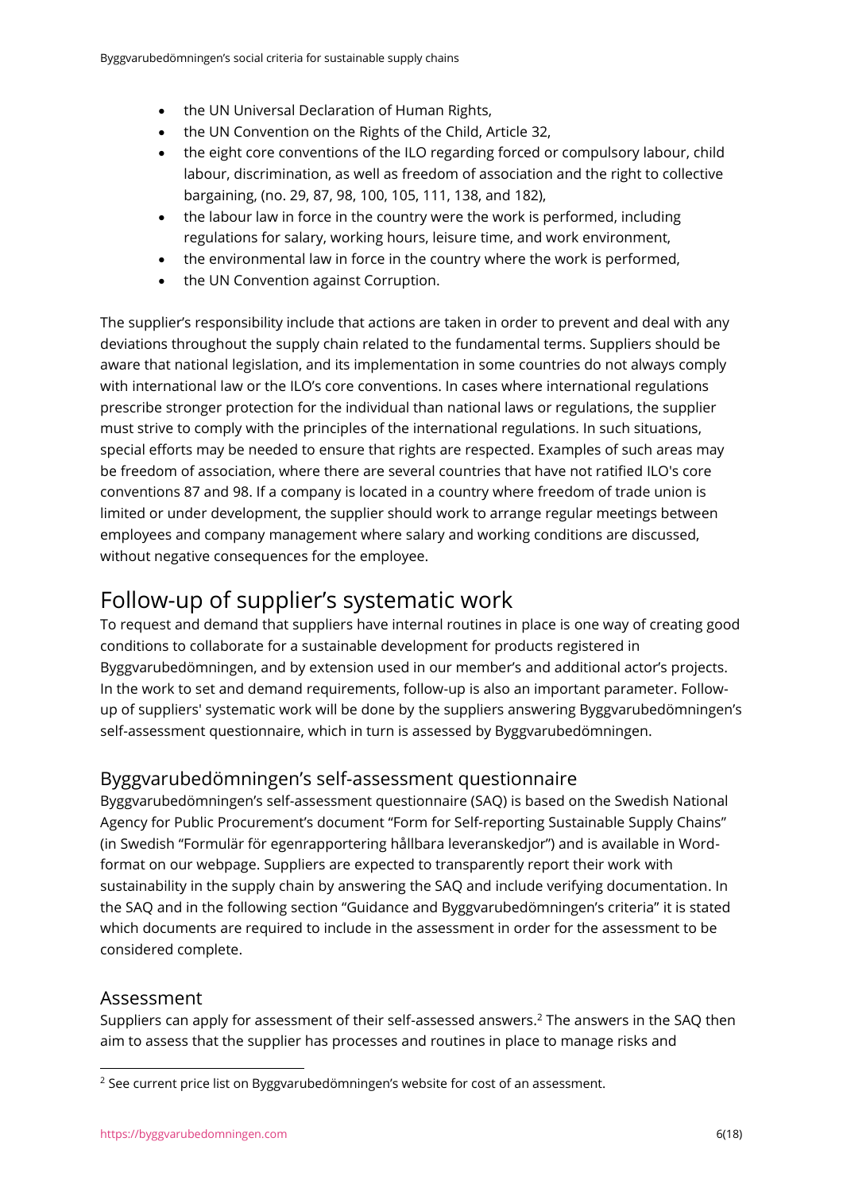- the UN Universal Declaration of Human Rights,
- the UN Convention on the Rights of the Child, Article 32,
- the eight core conventions of the ILO regarding forced or compulsory labour, child labour, discrimination, as well as freedom of association and the right to collective bargaining, (no. 29, 87, 98, 100, 105, 111, 138, and 182),
- the labour law in force in the country were the work is performed, including regulations for salary, working hours, leisure time, and work environment,
- the environmental law in force in the country where the work is performed,
- the UN Convention against Corruption.

The supplier's responsibility include that actions are taken in order to prevent and deal with any deviations throughout the supply chain related to the fundamental terms. Suppliers should be aware that national legislation, and its implementation in some countries do not always comply with international law or the ILO's core conventions. In cases where international regulations prescribe stronger protection for the individual than national laws or regulations, the supplier must strive to comply with the principles of the international regulations. In such situations, special efforts may be needed to ensure that rights are respected. Examples of such areas may be freedom of association, where there are several countries that have not ratified ILO's core conventions 87 and 98. If a company is located in a country where freedom of trade union is limited or under development, the supplier should work to arrange regular meetings between employees and company management where salary and working conditions are discussed, without negative consequences for the employee.

# Follow-up of supplier's systematic work

To request and demand that suppliers have internal routines in place is one way of creating good conditions to collaborate for a sustainable development for products registered in Byggvarubedömningen, and by extension used in our member's and additional actor's projects. In the work to set and demand requirements, follow-up is also an important parameter. Follow-up of suppliers' systematic work will be done by the suppliers answering Byggvarubedömningen's self-assessment questionnaire, which in turn is assessed by Byggvarubedömningen.

## Byggvarubedömningen's self-assessment questionnaire

Byggvarubedömningen's self-assessment questionnaire (SAQ) is based on the Swedish National Agency for Public Procurement's document "Form for Self-reporting Sustainable Supply Chains" (in Swedish "Formulär för egenrapportering hållbara leveranskedjor") and is available in Word-format on our webpage. Suppliers are expected to transparently report their work with sustainability in the supply chain by answering the SAQ and include verifying documentation. In the SAQ and in the following section "Guidance and Byggvarubedömningen's criteria" it is stated which documents are required to include in the assessment in order for the assessment to be considered complete.

## Assessment

Suppliers can apply for assessment of their self-assessed answers.[2] The answers in the SAQ then aim to assess that the supplier has processes and routines in place to manage risks and

[2] See current price list on Byggvarubedömningen's website for cost of an assessment.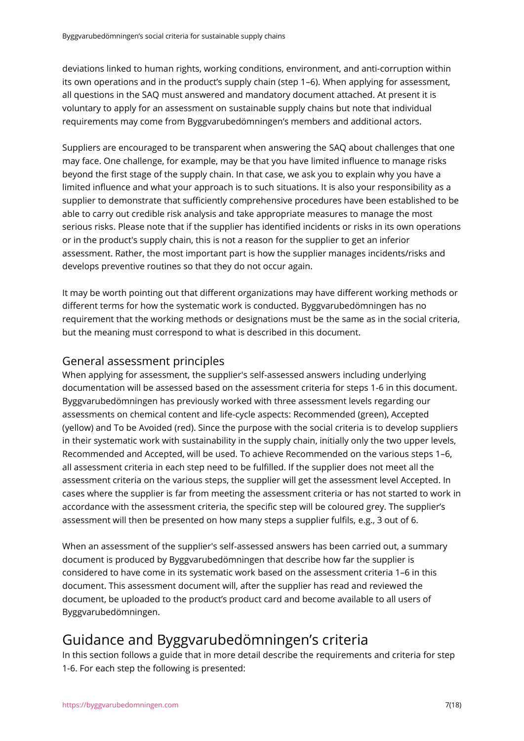deviations linked to human rights, working conditions, environment, and anti-corruption within its own operations and in the product's supply chain (step 1–6). When applying for assessment, all questions in the SAQ must answered and mandatory document attached. At present it is voluntary to apply for an assessment on sustainable supply chains but note that individual requirements may come from Byggvarubedömningen's members and additional actors.

Suppliers are encouraged to be transparent when answering the SAQ about challenges that one may face. One challenge, for example, may be that you have limited influence to manage risks beyond the first stage of the supply chain. In that case, we ask you to explain why you have a limited influence and what your approach is to such situations. It is also your responsibility as a supplier to demonstrate that sufficiently comprehensive procedures have been established to be able to carry out credible risk analysis and take appropriate measures to manage the most serious risks. Please note that if the supplier has identified incidents or risks in its own operations or in the product's supply chain, this is not a reason for the supplier to get an inferior assessment. Rather, the most important part is how the supplier manages incidents/risks and develops preventive routines so that they do not occur again.

It may be worth pointing out that different organizations may have different working methods or different terms for how the systematic work is conducted. Byggvarubedömningen has no requirement that the working methods or designations must be the same as in the social criteria, but the meaning must correspond to what is described in this document.

### General assessment principles

When applying for assessment, the supplier's self-assessed answers including underlying documentation will be assessed based on the assessment criteria for steps 1-6 in this document. Byggvarubedömningen has previously worked with three assessment levels regarding our assessments on chemical content and life-cycle aspects: Recommended (green), Accepted (yellow) and To be Avoided (red). Since the purpose with the social criteria is to develop suppliers in their systematic work with sustainability in the supply chain, initially only the two upper levels, Recommended and Accepted, will be used. To achieve Recommended on the various steps 1–6, all assessment criteria in each step need to be fulfilled. If the supplier does not meet all the assessment criteria on the various steps, the supplier will get the assessment level Accepted. In cases where the supplier is far from meeting the assessment criteria or has not started to work in accordance with the assessment criteria, the specific step will be coloured grey. The supplier's assessment will then be presented on how many steps a supplier fulfils, e.g., 3 out of 6.

When an assessment of the supplier's self-assessed answers has been carried out, a summary document is produced by Byggvarubedömningen that describe how far the supplier is considered to have come in its systematic work based on the assessment criteria 1–6 in this document. This assessment document will, after the supplier has read and reviewed the document, be uploaded to the product's product card and become available to all users of Byggvarubedömningen.

## Guidance and Byggvarubedömningen's criteria

In this section follows a guide that in more detail describe the requirements and criteria for step 1-6. For each step the following is presented: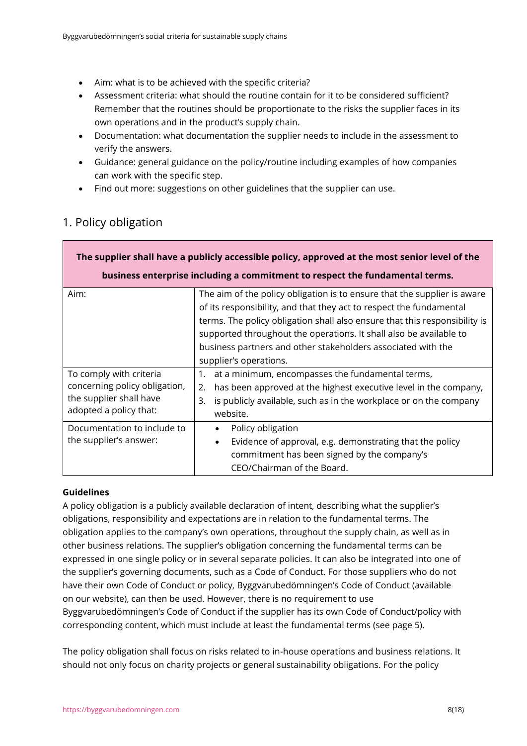- Aim: what is to be achieved with the specific criteria?
- Assessment criteria: what should the routine contain for it to be considered sufficient? Remember that the routines should be proportionate to the risks the supplier faces in its own operations and in the product's supply chain.
- Documentation: what documentation the supplier needs to include in the assessment to verify the answers.
- Guidance: general guidance on the policy/routine including examples of how companies can work with the specific step.
- Find out more: suggestions on other guidelines that the supplier can use.

## 1. Policy obligation

| **The supplier shall have a publicly accessible policy, approved at the most senior level of the business enterprise including a commitment to respect the fundamental terms.** | |
|---|---|
| Aim: | The aim of the policy obligation is to ensure that the supplier is aware of its responsibility, and that they act to respect the fundamental terms. The policy obligation shall also ensure that this responsibility is supported throughout the operations. It shall also be available to business partners and other stakeholders associated with the supplier's operations. |
| To comply with criteria concerning policy obligation, the supplier shall have adopted a policy that: | 1. at a minimum, encompasses the fundamental terms,<br>2. has been approved at the highest executive level in the company,<br>3. is publicly available, such as in the workplace or on the company website. |
| Documentation to include to the supplier's answer: | • Policy obligation<br>• Evidence of approval, e.g. demonstrating that the policy commitment has been signed by the company's CEO/Chairman of the Board. |

**Guidelines**

A policy obligation is a publicly available declaration of intent, describing what the supplier's obligations, responsibility and expectations are in relation to the fundamental terms. The obligation applies to the company's own operations, throughout the supply chain, as well as in other business relations. The supplier's obligation concerning the fundamental terms can be expressed in one single policy or in several separate policies. It can also be integrated into one of the supplier's governing documents, such as a Code of Conduct. For those suppliers who do not have their own Code of Conduct or policy, Byggvarubedömningen's Code of Conduct (available on our website), can then be used. However, there is no requirement to use Byggvarubedömningen's Code of Conduct if the supplier has its own Code of Conduct/policy with corresponding content, which must include at least the fundamental terms (see page 5).

The policy obligation shall focus on risks related to in-house operations and business relations. It should not only focus on charity projects or general sustainability obligations. For the policy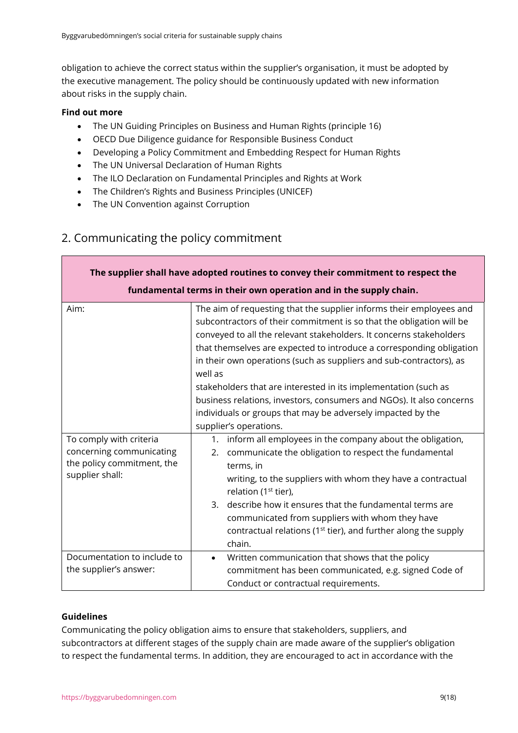obligation to achieve the correct status within the supplier's organisation, it must be adopted by the executive management. The policy should be continuously updated with new information about risks in the supply chain.

**Find out more**

- The UN Guiding Principles on Business and Human Rights (principle 16)
- OECD Due Diligence guidance for Responsible Business Conduct
- Developing a Policy Commitment and Embedding Respect for Human Rights
- The UN Universal Declaration of Human Rights
- The ILO Declaration on Fundamental Principles and Rights at Work
- The Children's Rights and Business Principles (UNICEF)
- The UN Convention against Corruption

## 2. Communicating the policy commitment

| **The supplier shall have adopted routines to convey their commitment to respect the fundamental terms in their own operation and in the supply chain.** | |
|---|---|
| Aim: | The aim of requesting that the supplier informs their employees and subcontractors of their commitment is so that the obligation will be conveyed to all the relevant stakeholders. It concerns stakeholders that themselves are expected to introduce a corresponding obligation in their own operations (such as suppliers and sub-contractors), as well as stakeholders that are interested in its implementation (such as business relations, investors, consumers and NGOs). It also concerns individuals or groups that may be adversely impacted by the supplier's operations. |
| To comply with criteria concerning communicating the policy commitment, the supplier shall: | 1. inform all employees in the company about the obligation,<br>2. communicate the obligation to respect the fundamental terms, in writing, to the suppliers with whom they have a contractual relation (1st tier),<br>3. describe how it ensures that the fundamental terms are communicated from suppliers with whom they have contractual relations (1st tier), and further along the supply chain. |
| Documentation to include to the supplier's answer: | • Written communication that shows that the policy commitment has been communicated, e.g. signed Code of Conduct or contractual requirements. |

**Guidelines**

Communicating the policy obligation aims to ensure that stakeholders, suppliers, and subcontractors at different stages of the supply chain are made aware of the supplier's obligation to respect the fundamental terms. In addition, they are encouraged to act in accordance with the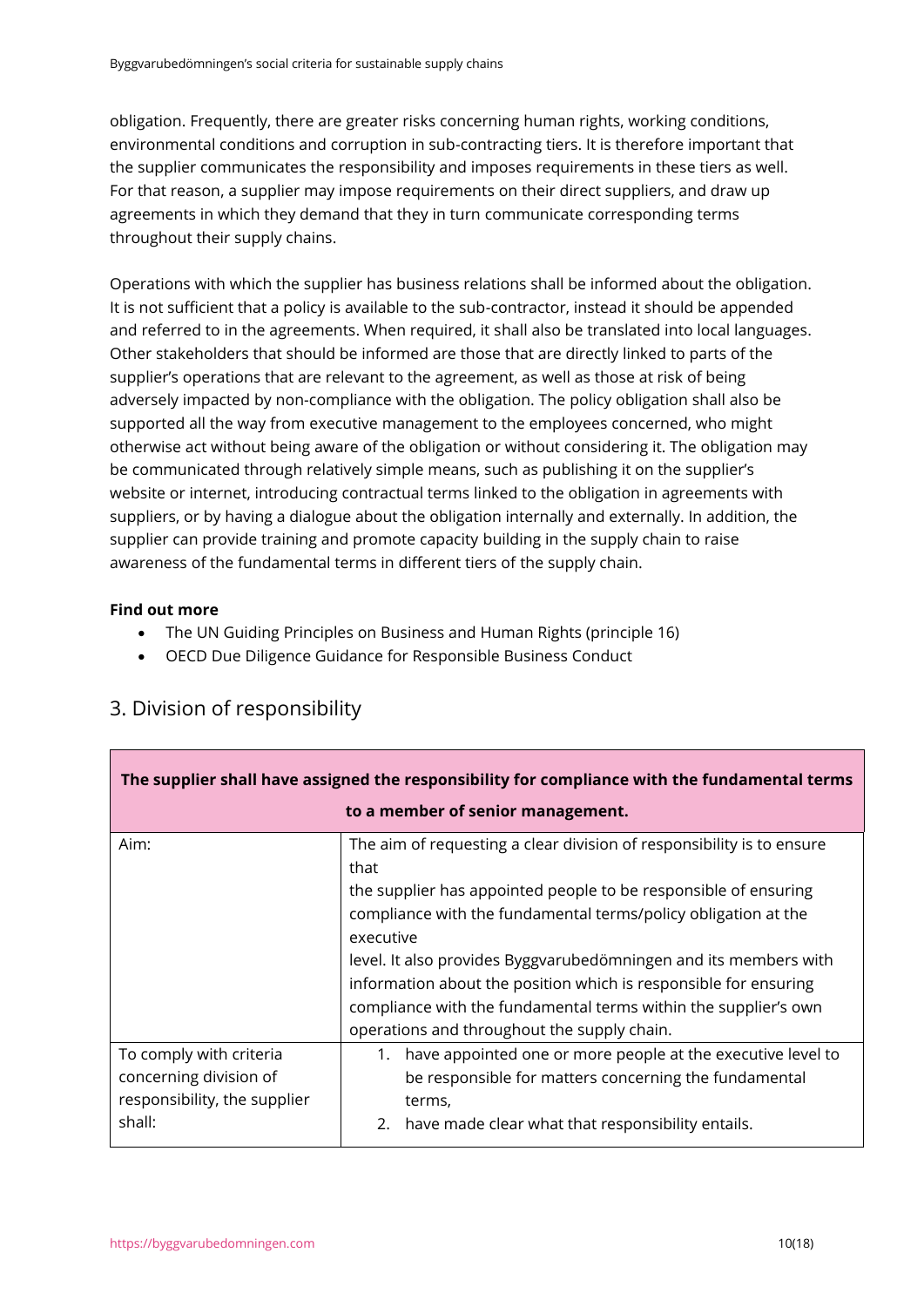obligation. Frequently, there are greater risks concerning human rights, working conditions, environmental conditions and corruption in sub-contracting tiers. It is therefore important that the supplier communicates the responsibility and imposes requirements in these tiers as well. For that reason, a supplier may impose requirements on their direct suppliers, and draw up agreements in which they demand that they in turn communicate corresponding terms throughout their supply chains.

Operations with which the supplier has business relations shall be informed about the obligation. It is not sufficient that a policy is available to the sub-contractor, instead it should be appended and referred to in the agreements. When required, it shall also be translated into local languages. Other stakeholders that should be informed are those that are directly linked to parts of the supplier's operations that are relevant to the agreement, as well as those at risk of being adversely impacted by non-compliance with the obligation. The policy obligation shall also be supported all the way from executive management to the employees concerned, who might otherwise act without being aware of the obligation or without considering it. The obligation may be communicated through relatively simple means, such as publishing it on the supplier's website or internet, introducing contractual terms linked to the obligation in agreements with suppliers, or by having a dialogue about the obligation internally and externally. In addition, the supplier can provide training and promote capacity building in the supply chain to raise awareness of the fundamental terms in different tiers of the supply chain.

**Find out more**

- The UN Guiding Principles on Business and Human Rights (principle 16)
- OECD Due Diligence Guidance for Responsible Business Conduct

## 3. Division of responsibility

| **The supplier shall have assigned the responsibility for compliance with the fundamental terms to a member of senior management.** | |
|---|---|
| Aim: | The aim of requesting a clear division of responsibility is to ensure that the supplier has appointed people to be responsible of ensuring compliance with the fundamental terms/policy obligation at the executive level. It also provides Byggvarubedömningen and its members with information about the position which is responsible for ensuring compliance with the fundamental terms within the supplier's own operations and throughout the supply chain. |
| To comply with criteria concerning division of responsibility, the supplier shall: | 1. have appointed one or more people at the executive level to be responsible for matters concerning the fundamental terms,<br>2. have made clear what that responsibility entails. |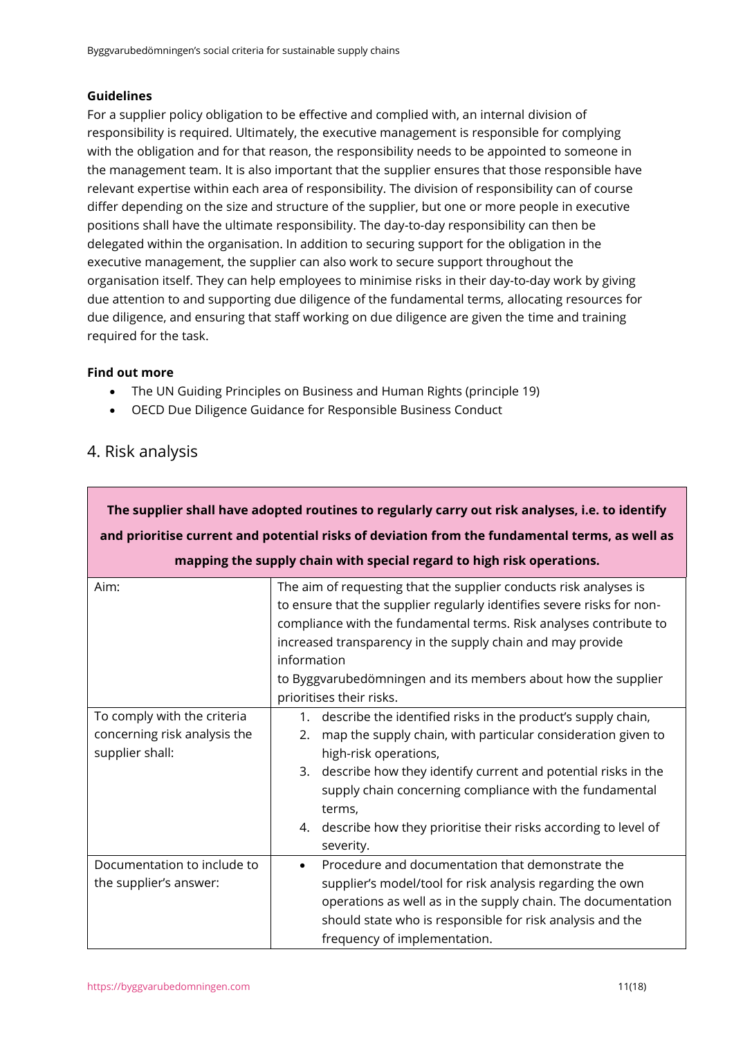**Guidelines**

For a supplier policy obligation to be effective and complied with, an internal division of responsibility is required. Ultimately, the executive management is responsible for complying with the obligation and for that reason, the responsibility needs to be appointed to someone in the management team. It is also important that the supplier ensures that those responsible have relevant expertise within each area of responsibility. The division of responsibility can of course differ depending on the size and structure of the supplier, but one or more people in executive positions shall have the ultimate responsibility. The day-to-day responsibility can then be delegated within the organisation. In addition to securing support for the obligation in the executive management, the supplier can also work to secure support throughout the organisation itself. They can help employees to minimise risks in their day-to-day work by giving due attention to and supporting due diligence of the fundamental terms, allocating resources for due diligence, and ensuring that staff working on due diligence are given the time and training required for the task.

**Find out more**

- The UN Guiding Principles on Business and Human Rights (principle 19)
- OECD Due Diligence Guidance for Responsible Business Conduct

## 4. Risk analysis

| **The supplier shall have adopted routines to regularly carry out risk analyses, i.e. to identify and prioritise current and potential risks of deviation from the fundamental terms, as well as mapping the supply chain with special regard to high risk operations.** | |
|---|---|
| Aim: | The aim of requesting that the supplier conducts risk analyses is to ensure that the supplier regularly identifies severe risks for non-compliance with the fundamental terms. Risk analyses contribute to increased transparency in the supply chain and may provide information to Byggvarubedömningen and its members about how the supplier prioritises their risks. |
| To comply with the criteria concerning risk analysis the supplier shall: | 1. describe the identified risks in the product's supply chain,<br>2. map the supply chain, with particular consideration given to high-risk operations,<br>3. describe how they identify current and potential risks in the supply chain concerning compliance with the fundamental terms,<br>4. describe how they prioritise their risks according to level of severity. |
| Documentation to include to the supplier's answer: | • Procedure and documentation that demonstrate the supplier's model/tool for risk analysis regarding the own operations as well as in the supply chain. The documentation should state who is responsible for risk analysis and the frequency of implementation. |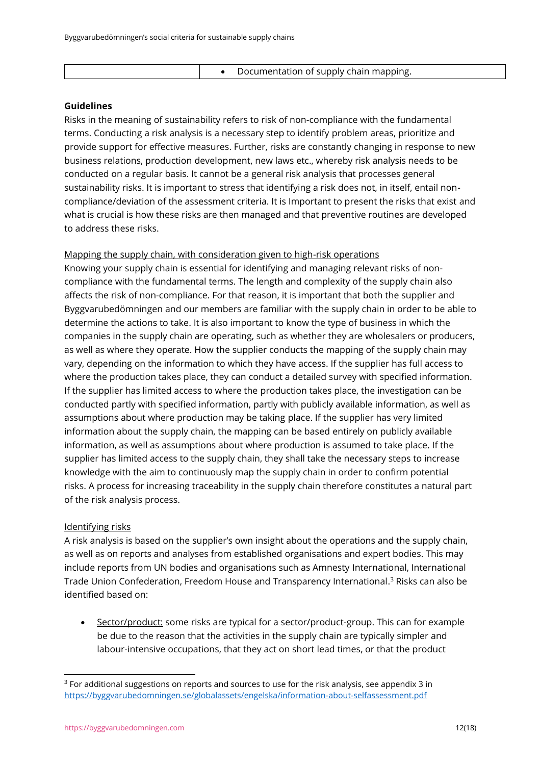| | • Documentation of supply chain mapping. |
|---|---|

**Guidelines**

Risks in the meaning of sustainability refers to risk of non-compliance with the fundamental terms. Conducting a risk analysis is a necessary step to identify problem areas, prioritize and provide support for effective measures. Further, risks are constantly changing in response to new business relations, production development, new laws etc., whereby risk analysis needs to be conducted on a regular basis. It cannot be a general risk analysis that processes general sustainability risks. It is important to stress that identifying a risk does not, in itself, entail non-compliance/deviation of the assessment criteria. It is Important to present the risks that exist and what is crucial is how these risks are then managed and that preventive routines are developed to address these risks.

Mapping the supply chain, with consideration given to high-risk operations

Knowing your supply chain is essential for identifying and managing relevant risks of non-compliance with the fundamental terms. The length and complexity of the supply chain also affects the risk of non-compliance. For that reason, it is important that both the supplier and Byggvarubedömningen and our members are familiar with the supply chain in order to be able to determine the actions to take. It is also important to know the type of business in which the companies in the supply chain are operating, such as whether they are wholesalers or producers, as well as where they operate. How the supplier conducts the mapping of the supply chain may vary, depending on the information to which they have access. If the supplier has full access to where the production takes place, they can conduct a detailed survey with specified information. If the supplier has limited access to where the production takes place, the investigation can be conducted partly with specified information, partly with publicly available information, as well as assumptions about where production may be taking place. If the supplier has very limited information about the supply chain, the mapping can be based entirely on publicly available information, as well as assumptions about where production is assumed to take place. If the supplier has limited access to the supply chain, they shall take the necessary steps to increase knowledge with the aim to continuously map the supply chain in order to confirm potential risks. A process for increasing traceability in the supply chain therefore constitutes a natural part of the risk analysis process.

Identifying risks

A risk analysis is based on the supplier's own insight about the operations and the supply chain, as well as on reports and analyses from established organisations and expert bodies. This may include reports from UN bodies and organisations such as Amnesty International, International Trade Union Confederation, Freedom House and Transparency International.[3] Risks can also be identified based on:

- Sector/product: some risks are typical for a sector/product-group. This can for example be due to the reason that the activities in the supply chain are typically simpler and labour-intensive occupations, that they act on short lead times, or that the product

[3] For additional suggestions on reports and sources to use for the risk analysis, see appendix 3 in https://byggvarubedomningen.se/globalassets/engelska/information-about-selfassessment.pdf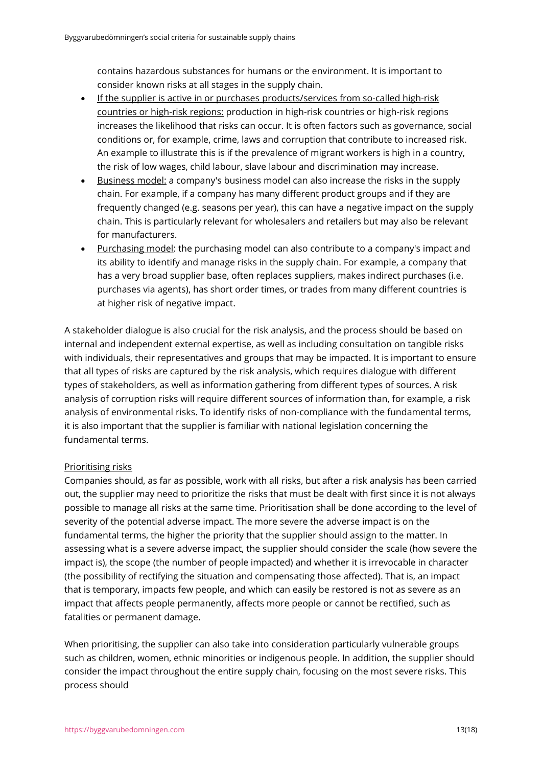contains hazardous substances for humans or the environment. It is important to consider known risks at all stages in the supply chain.

- <u>If the supplier is active in or purchases products/services from so-called high-risk countries or high-risk regions:</u> production in high-risk countries or high-risk regions increases the likelihood that risks can occur. It is often factors such as governance, social conditions or, for example, crime, laws and corruption that contribute to increased risk. An example to illustrate this is if the prevalence of migrant workers is high in a country, the risk of low wages, child labour, slave labour and discrimination may increase.
- <u>Business model:</u> a company's business model can also increase the risks in the supply chain. For example, if a company has many different product groups and if they are frequently changed (e.g. seasons per year), this can have a negative impact on the supply chain. This is particularly relevant for wholesalers and retailers but may also be relevant for manufacturers.
- <u>Purchasing model</u>: the purchasing model can also contribute to a company's impact and its ability to identify and manage risks in the supply chain. For example, a company that has a very broad supplier base, often replaces suppliers, makes indirect purchases (i.e. purchases via agents), has short order times, or trades from many different countries is at higher risk of negative impact.

A stakeholder dialogue is also crucial for the risk analysis, and the process should be based on internal and independent external expertise, as well as including consultation on tangible risks with individuals, their representatives and groups that may be impacted. It is important to ensure that all types of risks are captured by the risk analysis, which requires dialogue with different types of stakeholders, as well as information gathering from different types of sources. A risk analysis of corruption risks will require different sources of information than, for example, a risk analysis of environmental risks. To identify risks of non-compliance with the fundamental terms, it is also important that the supplier is familiar with national legislation concerning the fundamental terms.

<u>Prioritising risks</u>

Companies should, as far as possible, work with all risks, but after a risk analysis has been carried out, the supplier may need to prioritize the risks that must be dealt with first since it is not always possible to manage all risks at the same time. Prioritisation shall be done according to the level of severity of the potential adverse impact. The more severe the adverse impact is on the fundamental terms, the higher the priority that the supplier should assign to the matter. In assessing what is a severe adverse impact, the supplier should consider the scale (how severe the impact is), the scope (the number of people impacted) and whether it is irrevocable in character (the possibility of rectifying the situation and compensating those affected). That is, an impact that is temporary, impacts few people, and which can easily be restored is not as severe as an impact that affects people permanently, affects more people or cannot be rectified, such as fatalities or permanent damage.

When prioritising, the supplier can also take into consideration particularly vulnerable groups such as children, women, ethnic minorities or indigenous people. In addition, the supplier should consider the impact throughout the entire supply chain, focusing on the most severe risks. This process should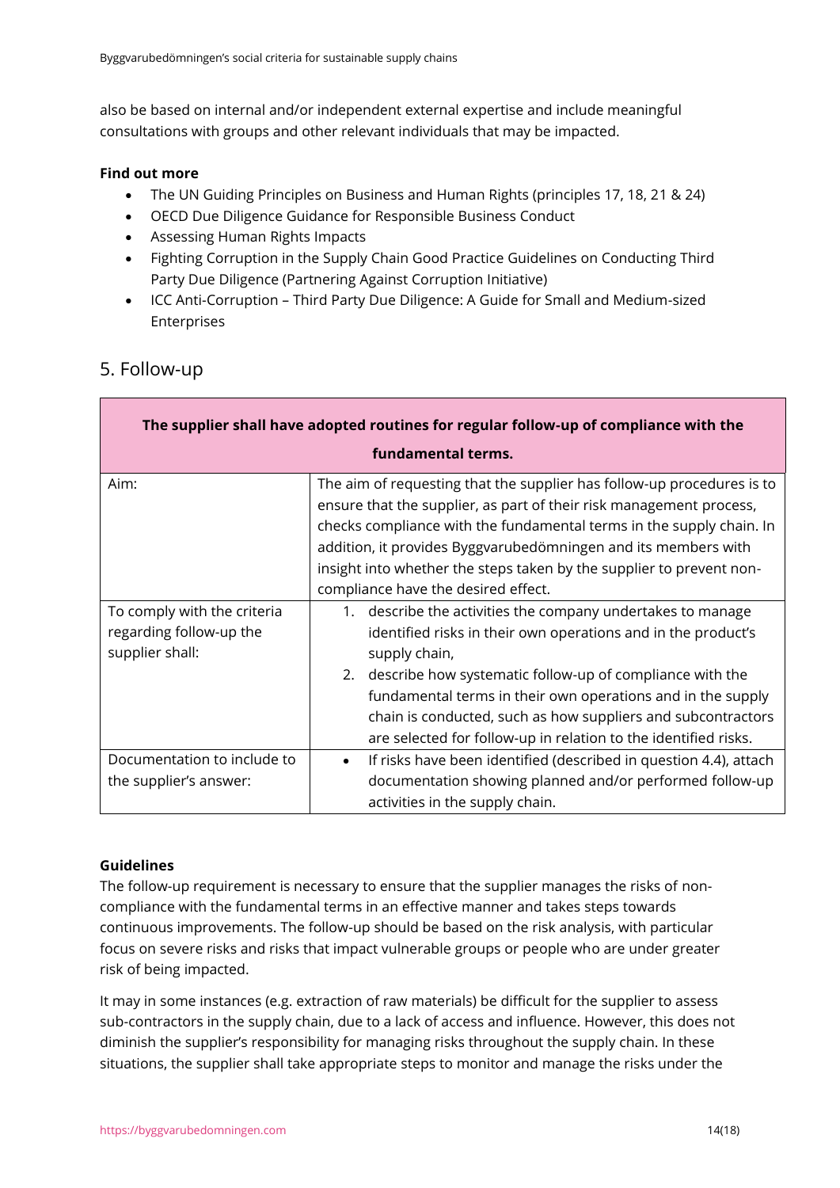also be based on internal and/or independent external expertise and include meaningful consultations with groups and other relevant individuals that may be impacted.

**Find out more**

- The UN Guiding Principles on Business and Human Rights (principles 17, 18, 21 & 24)
- OECD Due Diligence Guidance for Responsible Business Conduct
- Assessing Human Rights Impacts
- Fighting Corruption in the Supply Chain Good Practice Guidelines on Conducting Third Party Due Diligence (Partnering Against Corruption Initiative)
- ICC Anti-Corruption – Third Party Due Diligence: A Guide for Small and Medium-sized Enterprises

## 5. Follow-up

| **The supplier shall have adopted routines for regular follow-up of compliance with the fundamental terms.** | |
|---|---|
| Aim: | The aim of requesting that the supplier has follow-up procedures is to ensure that the supplier, as part of their risk management process, checks compliance with the fundamental terms in the supply chain. In addition, it provides Byggvarubedömningen and its members with insight into whether the steps taken by the supplier to prevent non-compliance have the desired effect. |
| To comply with the criteria regarding follow-up the supplier shall: | 1. describe the activities the company undertakes to manage identified risks in their own operations and in the product's supply chain,<br>2. describe how systematic follow-up of compliance with the fundamental terms in their own operations and in the supply chain is conducted, such as how suppliers and subcontractors are selected for follow-up in relation to the identified risks. |
| Documentation to include to the supplier's answer: | • If risks have been identified (described in question 4.4), attach documentation showing planned and/or performed follow-up activities in the supply chain. |

**Guidelines**

The follow-up requirement is necessary to ensure that the supplier manages the risks of non-compliance with the fundamental terms in an effective manner and takes steps towards continuous improvements. The follow-up should be based on the risk analysis, with particular focus on severe risks and risks that impact vulnerable groups or people who are under greater risk of being impacted.

It may in some instances (e.g. extraction of raw materials) be difficult for the supplier to assess sub-contractors in the supply chain, due to a lack of access and influence. However, this does not diminish the supplier's responsibility for managing risks throughout the supply chain. In these situations, the supplier shall take appropriate steps to monitor and manage the risks under the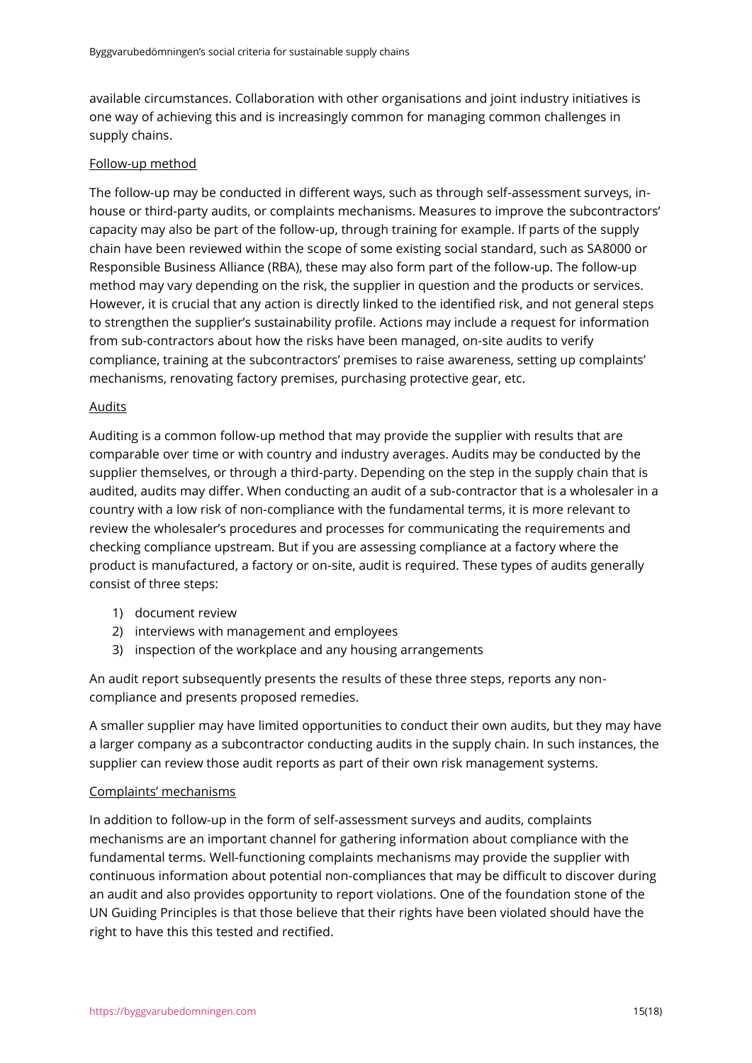available circumstances. Collaboration with other organisations and joint industry initiatives is one way of achieving this and is increasingly common for managing common challenges in supply chains.

### Follow-up method

The follow-up may be conducted in different ways, such as through self-assessment surveys, in-house or third-party audits, or complaints mechanisms. Measures to improve the subcontractors' capacity may also be part of the follow-up, through training for example. If parts of the supply chain have been reviewed within the scope of some existing social standard, such as SA8000 or Responsible Business Alliance (RBA), these may also form part of the follow-up. The follow-up method may vary depending on the risk, the supplier in question and the products or services. However, it is crucial that any action is directly linked to the identified risk, and not general steps to strengthen the supplier's sustainability profile. Actions may include a request for information from sub-contractors about how the risks have been managed, on-site audits to verify compliance, training at the subcontractors' premises to raise awareness, setting up complaints' mechanisms, renovating factory premises, purchasing protective gear, etc.

### Audits

Auditing is a common follow-up method that may provide the supplier with results that are comparable over time or with country and industry averages. Audits may be conducted by the supplier themselves, or through a third-party. Depending on the step in the supply chain that is audited, audits may differ. When conducting an audit of a sub-contractor that is a wholesaler in a country with a low risk of non-compliance with the fundamental terms, it is more relevant to review the wholesaler's procedures and processes for communicating the requirements and checking compliance upstream. But if you are assessing compliance at a factory where the product is manufactured, a factory or on-site, audit is required. These types of audits generally consist of three steps:

1) document review
2) interviews with management and employees
3) inspection of the workplace and any housing arrangements

An audit report subsequently presents the results of these three steps, reports any non-compliance and presents proposed remedies.

A smaller supplier may have limited opportunities to conduct their own audits, but they may have a larger company as a subcontractor conducting audits in the supply chain. In such instances, the supplier can review those audit reports as part of their own risk management systems.

### Complaints' mechanisms

In addition to follow-up in the form of self-assessment surveys and audits, complaints mechanisms are an important channel for gathering information about compliance with the fundamental terms. Well-functioning complaints mechanisms may provide the supplier with continuous information about potential non-compliances that may be difficult to discover during an audit and also provides opportunity to report violations. One of the foundation stone of the UN Guiding Principles is that those believe that their rights have been violated should have the right to have this this tested and rectified.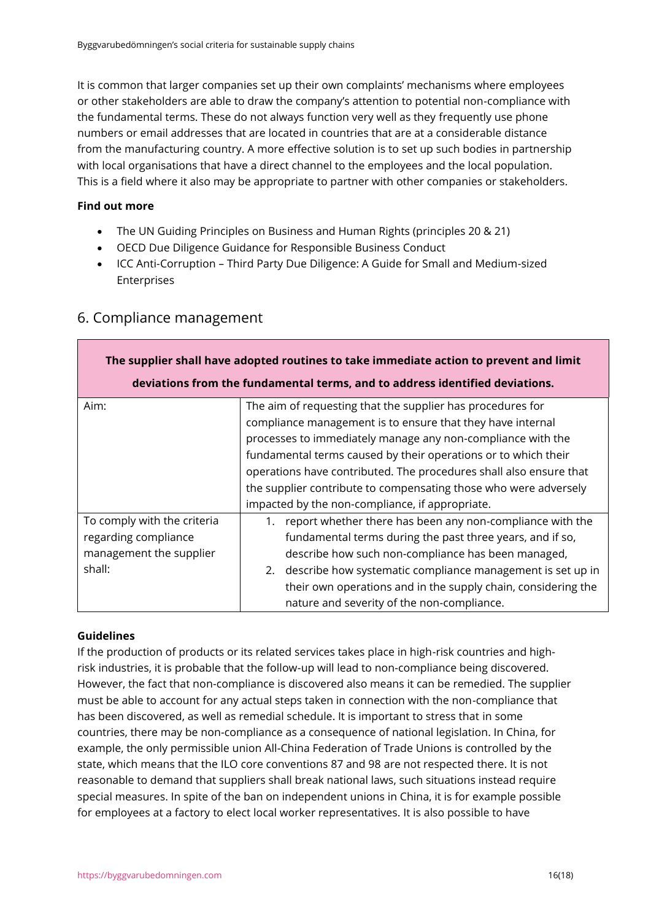It is common that larger companies set up their own complaints' mechanisms where employees or other stakeholders are able to draw the company's attention to potential non-compliance with the fundamental terms. These do not always function very well as they frequently use phone numbers or email addresses that are located in countries that are at a considerable distance from the manufacturing country. A more effective solution is to set up such bodies in partnership with local organisations that have a direct channel to the employees and the local population. This is a field where it also may be appropriate to partner with other companies or stakeholders.

**Find out more**

- The UN Guiding Principles on Business and Human Rights (principles 20 & 21)
- OECD Due Diligence Guidance for Responsible Business Conduct
- ICC Anti-Corruption – Third Party Due Diligence: A Guide for Small and Medium-sized Enterprises

## 6. Compliance management

| **The supplier shall have adopted routines to take immediate action to prevent and limit deviations from the fundamental terms, and to address identified deviations.** | |
|---|---|
| Aim: | The aim of requesting that the supplier has procedures for compliance management is to ensure that they have internal processes to immediately manage any non-compliance with the fundamental terms caused by their operations or to which their operations have contributed. The procedures shall also ensure that the supplier contribute to compensating those who were adversely impacted by the non-compliance, if appropriate. |
| To comply with the criteria regarding compliance management the supplier shall: | 1. report whether there has been any non-compliance with the fundamental terms during the past three years, and if so, describe how such non-compliance has been managed,<br>2. describe how systematic compliance management is set up in their own operations and in the supply chain, considering the nature and severity of the non-compliance. |

**Guidelines**

If the production of products or its related services takes place in high-risk countries and high-risk industries, it is probable that the follow-up will lead to non-compliance being discovered. However, the fact that non-compliance is discovered also means it can be remedied. The supplier must be able to account for any actual steps taken in connection with the non-compliance that has been discovered, as well as remedial schedule. It is important to stress that in some countries, there may be non-compliance as a consequence of national legislation. In China, for example, the only permissible union All-China Federation of Trade Unions is controlled by the state, which means that the ILO core conventions 87 and 98 are not respected there. It is not reasonable to demand that suppliers shall break national laws, such situations instead require special measures. In spite of the ban on independent unions in China, it is for example possible for employees at a factory to elect local worker representatives. It is also possible to have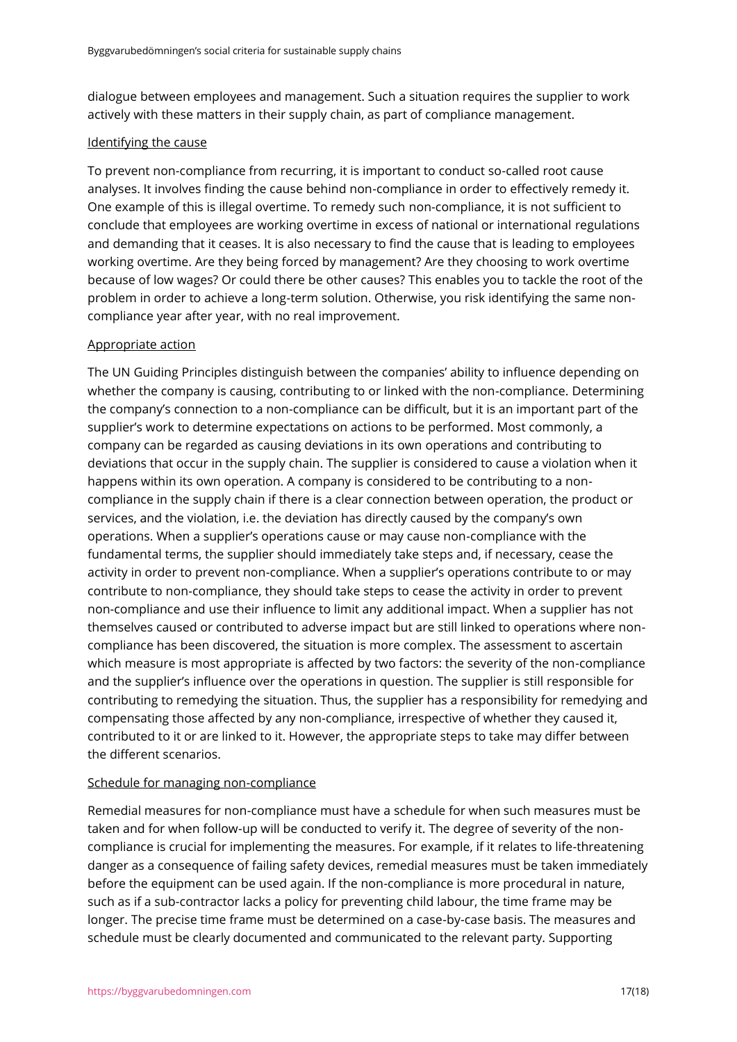dialogue between employees and management. Such a situation requires the supplier to work actively with these matters in their supply chain, as part of compliance management.

### Identifying the cause

To prevent non-compliance from recurring, it is important to conduct so-called root cause analyses. It involves finding the cause behind non-compliance in order to effectively remedy it. One example of this is illegal overtime. To remedy such non-compliance, it is not sufficient to conclude that employees are working overtime in excess of national or international regulations and demanding that it ceases. It is also necessary to find the cause that is leading to employees working overtime. Are they being forced by management? Are they choosing to work overtime because of low wages? Or could there be other causes? This enables you to tackle the root of the problem in order to achieve a long-term solution. Otherwise, you risk identifying the same non-compliance year after year, with no real improvement.

### Appropriate action

The UN Guiding Principles distinguish between the companies' ability to influence depending on whether the company is causing, contributing to or linked with the non-compliance. Determining the company's connection to a non-compliance can be difficult, but it is an important part of the supplier's work to determine expectations on actions to be performed. Most commonly, a company can be regarded as causing deviations in its own operations and contributing to deviations that occur in the supply chain. The supplier is considered to cause a violation when it happens within its own operation. A company is considered to be contributing to a non-compliance in the supply chain if there is a clear connection between operation, the product or services, and the violation, i.e. the deviation has directly caused by the company's own operations. When a supplier's operations cause or may cause non-compliance with the fundamental terms, the supplier should immediately take steps and, if necessary, cease the activity in order to prevent non-compliance. When a supplier's operations contribute to or may contribute to non-compliance, they should take steps to cease the activity in order to prevent non-compliance and use their influence to limit any additional impact. When a supplier has not themselves caused or contributed to adverse impact but are still linked to operations where non-compliance has been discovered, the situation is more complex. The assessment to ascertain which measure is most appropriate is affected by two factors: the severity of the non-compliance and the supplier's influence over the operations in question. The supplier is still responsible for contributing to remedying the situation. Thus, the supplier has a responsibility for remedying and compensating those affected by any non-compliance, irrespective of whether they caused it, contributed to it or are linked to it. However, the appropriate steps to take may differ between the different scenarios.

### Schedule for managing non-compliance

Remedial measures for non-compliance must have a schedule for when such measures must be taken and for when follow-up will be conducted to verify it. The degree of severity of the non-compliance is crucial for implementing the measures. For example, if it relates to life-threatening danger as a consequence of failing safety devices, remedial measures must be taken immediately before the equipment can be used again. If the non-compliance is more procedural in nature, such as if a sub-contractor lacks a policy for preventing child labour, the time frame may be longer. The precise time frame must be determined on a case-by-case basis. The measures and schedule must be clearly documented and communicated to the relevant party. Supporting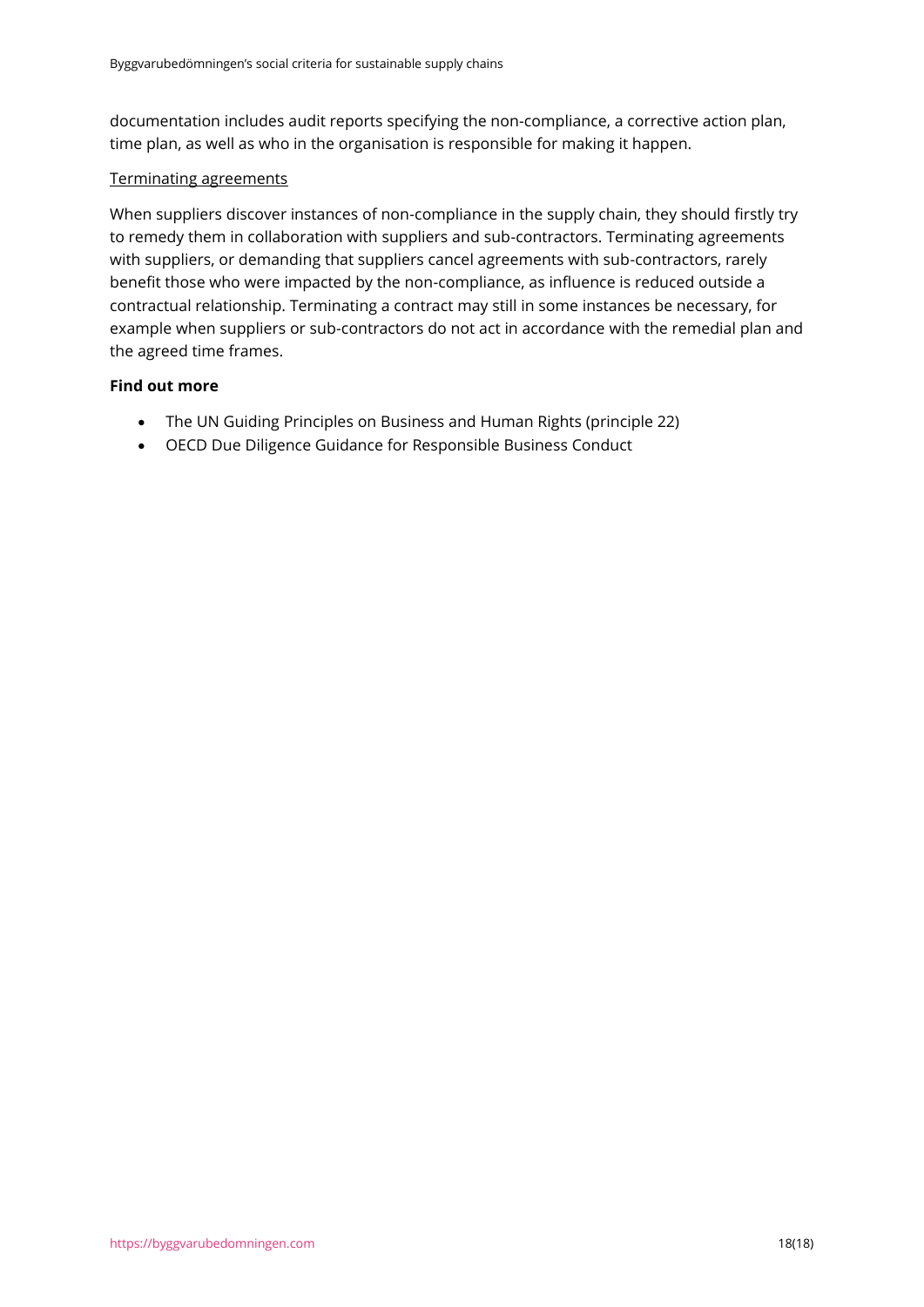documentation includes audit reports specifying the non-compliance, a corrective action plan, time plan, as well as who in the organisation is responsible for making it happen.

Terminating agreements

When suppliers discover instances of non-compliance in the supply chain, they should firstly try to remedy them in collaboration with suppliers and sub-contractors. Terminating agreements with suppliers, or demanding that suppliers cancel agreements with sub-contractors, rarely benefit those who were impacted by the non-compliance, as influence is reduced outside a contractual relationship. Terminating a contract may still in some instances be necessary, for example when suppliers or sub-contractors do not act in accordance with the remedial plan and the agreed time frames.

**Find out more**

- The UN Guiding Principles on Business and Human Rights (principle 22)
- OECD Due Diligence Guidance for Responsible Business Conduct